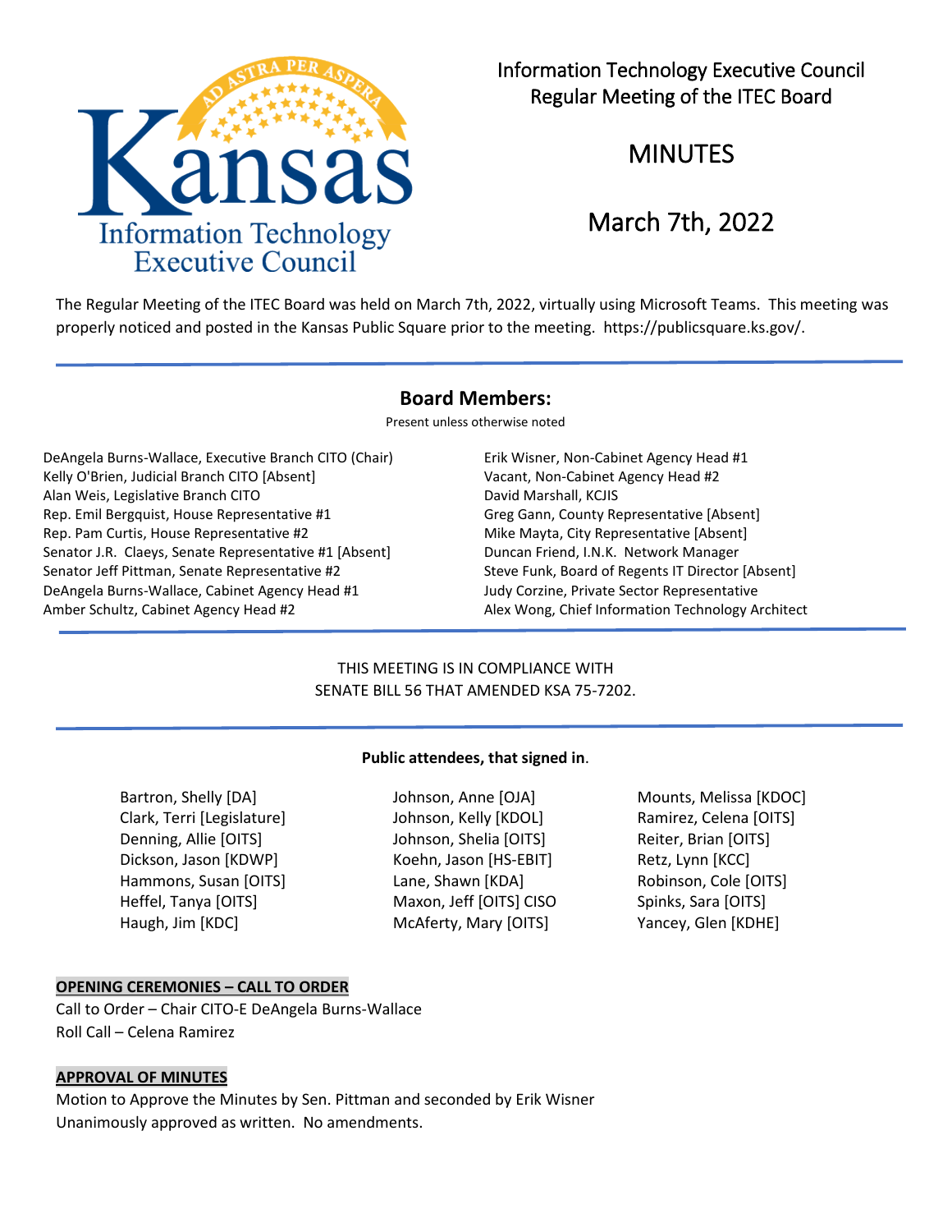# Information Technology Executive Council
## Regular Meeting of the ITEC Board

# MINUTES

# March 7th, 2022

The Regular Meeting of the ITEC Board was held on March 7th, 2022, virtually using Microsoft Teams. This meeting was properly noticed and posted in the Kansas Public Square prior to the meeting. https://publicsquare.ks.gov/.

## Board Members:

Present unless otherwise noted

DeAngela Burns-Wallace, Executive Branch CITO (Chair)
Kelly O'Brien, Judicial Branch CITO [Absent]
Alan Weis, Legislative Branch CITO
Rep. Emil Bergquist, House Representative #1
Rep. Pam Curtis, House Representative #2
Senator J.R. Claeys, Senate Representative #1 [Absent]
Senator Jeff Pittman, Senate Representative #2
DeAngela Burns-Wallace, Cabinet Agency Head #1
Amber Schultz, Cabinet Agency Head #2
Erik Wisner, Non-Cabinet Agency Head #1
Vacant, Non-Cabinet Agency Head #2
David Marshall, KCJIS
Greg Gann, County Representative [Absent]
Mike Mayta, City Representative [Absent]
Duncan Friend, I.N.K. Network Manager
Steve Funk, Board of Regents IT Director [Absent]
Judy Corzine, Private Sector Representative
Alex Wong, Chief Information Technology Architect

THIS MEETING IS IN COMPLIANCE WITH
SENATE BILL 56 THAT AMENDED KSA 75-7202.

**Public attendees, that signed in**.

Bartron, Shelly [DA]
Clark, Terri [Legislature]
Denning, Allie [OITS]
Dickson, Jason [KDWP]
Hammons, Susan [OITS]
Heffel, Tanya [OITS]
Haugh, Jim [KDC]
Johnson, Anne [OJA]
Johnson, Kelly [KDOL]
Johnson, Shelia [OITS]
Koehn, Jason [HS-EBIT]
Lane, Shawn [KDA]
Maxon, Jeff [OITS] CISO
McAferty, Mary [OITS]
Mounts, Melissa [KDOC]
Ramirez, Celena [OITS]
Reiter, Brian [OITS]
Retz, Lynn [KCC]
Robinson, Cole [OITS]
Spinks, Sara [OITS]
Yancey, Glen [KDHE]

**OPENING CEREMONIES – CALL TO ORDER**

Call to Order – Chair CITO-E DeAngela Burns-Wallace
Roll Call – Celena Ramirez

**APPROVAL OF MINUTES**

Motion to Approve the Minutes by Sen. Pittman and seconded by Erik Wisner
Unanimously approved as written. No amendments.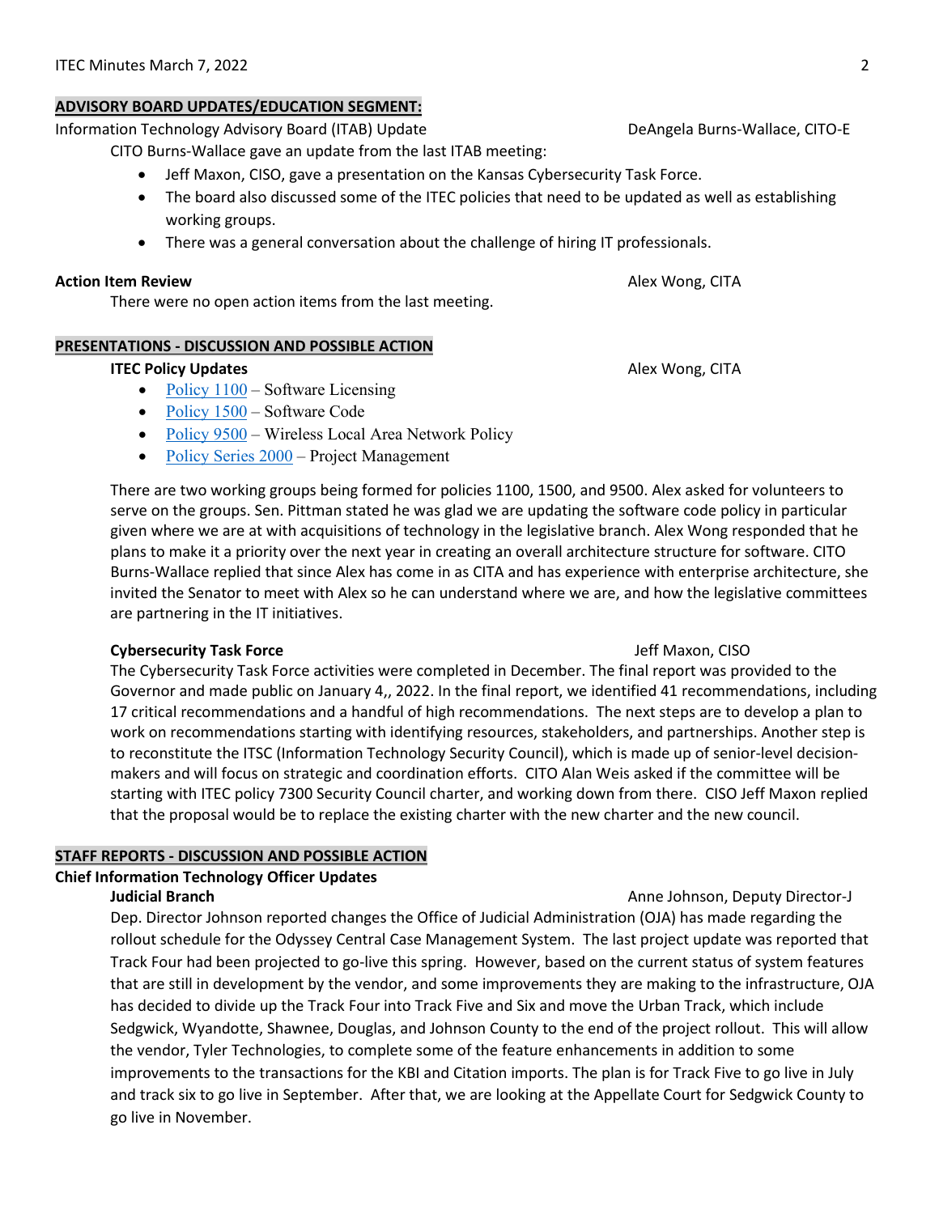## ADVISORY BOARD UPDATES/EDUCATION SEGMENT:

Information Technology Advisory Board (ITAB) Update — DeAngela Burns-Wallace, CITO-E

CITO Burns-Wallace gave an update from the last ITAB meeting:

- Jeff Maxon, CISO, gave a presentation on the Kansas Cybersecurity Task Force.
- The board also discussed some of the ITEC policies that need to be updated as well as establishing working groups.
- There was a general conversation about the challenge of hiring IT professionals.

**Action Item Review** — Alex Wong, CITA

There were no open action items from the last meeting.

## PRESENTATIONS - DISCUSSION AND POSSIBLE ACTION

**ITEC Policy Updates** — Alex Wong, CITA

- Policy 1100 – Software Licensing
- Policy 1500 – Software Code
- Policy 9500 – Wireless Local Area Network Policy
- Policy Series 2000 – Project Management

There are two working groups being formed for policies 1100, 1500, and 9500. Alex asked for volunteers to serve on the groups. Sen. Pittman stated he was glad we are updating the software code policy in particular given where we are at with acquisitions of technology in the legislative branch. Alex Wong responded that he plans to make it a priority over the next year in creating an overall architecture structure for software. CITO Burns-Wallace replied that since Alex has come in as CITA and has experience with enterprise architecture, she invited the Senator to meet with Alex so he can understand where we are, and how the legislative committees are partnering in the IT initiatives.

**Cybersecurity Task Force** — Jeff Maxon, CISO

The Cybersecurity Task Force activities were completed in December. The final report was provided to the Governor and made public on January 4,, 2022. In the final report, we identified 41 recommendations, including 17 critical recommendations and a handful of high recommendations. The next steps are to develop a plan to work on recommendations starting with identifying resources, stakeholders, and partnerships. Another step is to reconstitute the ITSC (Information Technology Security Council), which is made up of senior-level decision-makers and will focus on strategic and coordination efforts. CITO Alan Weis asked if the committee will be starting with ITEC policy 7300 Security Council charter, and working down from there. CISO Jeff Maxon replied that the proposal would be to replace the existing charter with the new charter and the new council.

## STAFF REPORTS - DISCUSSION AND POSSIBLE ACTION

### Chief Information Technology Officer Updates

**Judicial Branch** — Anne Johnson, Deputy Director-J

Dep. Director Johnson reported changes the Office of Judicial Administration (OJA) has made regarding the rollout schedule for the Odyssey Central Case Management System. The last project update was reported that Track Four had been projected to go-live this spring. However, based on the current status of system features that are still in development by the vendor, and some improvements they are making to the infrastructure, OJA has decided to divide up the Track Four into Track Five and Six and move the Urban Track, which include Sedgwick, Wyandotte, Shawnee, Douglas, and Johnson County to the end of the project rollout. This will allow the vendor, Tyler Technologies, to complete some of the feature enhancements in addition to some improvements to the transactions for the KBI and Citation imports. The plan is for Track Five to go live in July and track six to go live in September. After that, we are looking at the Appellate Court for Sedgwick County to go live in November.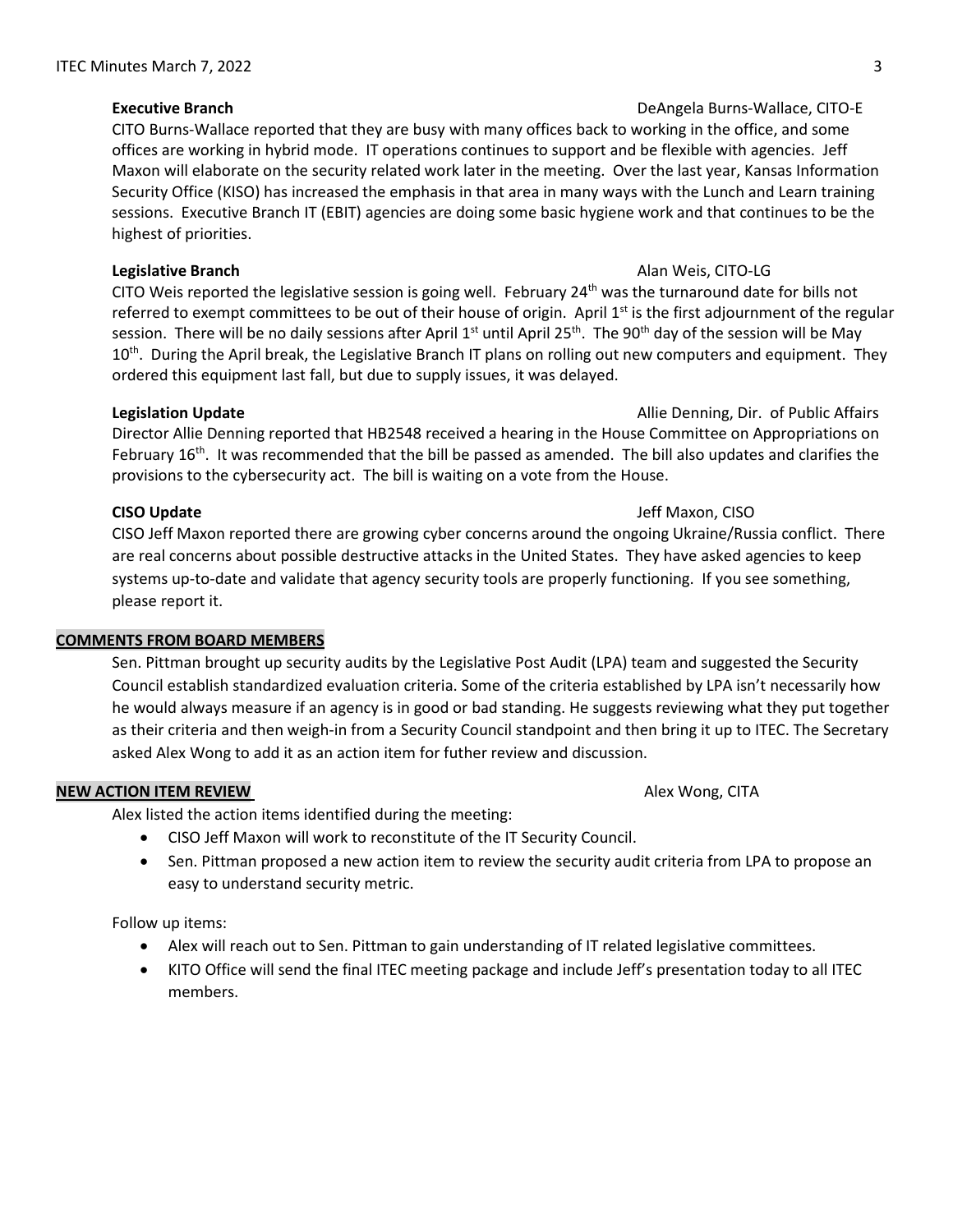**Executive Branch** DeAngela Burns-Wallace, CITO-E

CITO Burns-Wallace reported that they are busy with many offices back to working in the office, and some offices are working in hybrid mode. IT operations continues to support and be flexible with agencies. Jeff Maxon will elaborate on the security related work later in the meeting. Over the last year, Kansas Information Security Office (KISO) has increased the emphasis in that area in many ways with the Lunch and Learn training sessions. Executive Branch IT (EBIT) agencies are doing some basic hygiene work and that continues to be the highest of priorities.

**Legislative Branch** Alan Weis, CITO-LG

CITO Weis reported the legislative session is going well. February 24th was the turnaround date for bills not referred to exempt committees to be out of their house of origin. April 1st is the first adjournment of the regular session. There will be no daily sessions after April 1st until April 25th. The 90th day of the session will be May 10th. During the April break, the Legislative Branch IT plans on rolling out new computers and equipment. They ordered this equipment last fall, but due to supply issues, it was delayed.

**Legislation Update** Allie Denning, Dir. of Public Affairs

Director Allie Denning reported that HB2548 received a hearing in the House Committee on Appropriations on February 16th. It was recommended that the bill be passed as amended. The bill also updates and clarifies the provisions to the cybersecurity act. The bill is waiting on a vote from the House.

**CISO Update** Jeff Maxon, CISO

CISO Jeff Maxon reported there are growing cyber concerns around the ongoing Ukraine/Russia conflict. There are real concerns about possible destructive attacks in the United States. They have asked agencies to keep systems up-to-date and validate that agency security tools are properly functioning. If you see something, please report it.

## COMMENTS FROM BOARD MEMBERS

Sen. Pittman brought up security audits by the Legislative Post Audit (LPA) team and suggested the Security Council establish standardized evaluation criteria. Some of the criteria established by LPA isn't necessarily how he would always measure if an agency is in good or bad standing. He suggests reviewing what they put together as their criteria and then weigh-in from a Security Council standpoint and then bring it up to ITEC. The Secretary asked Alex Wong to add it as an action item for futher review and discussion.

## NEW ACTION ITEM REVIEW

Alex Wong, CITA

Alex listed the action items identified during the meeting:

- CISO Jeff Maxon will work to reconstitute of the IT Security Council.
- Sen. Pittman proposed a new action item to review the security audit criteria from LPA to propose an easy to understand security metric.

Follow up items:

- Alex will reach out to Sen. Pittman to gain understanding of IT related legislative committees.
- KITO Office will send the final ITEC meeting package and include Jeff's presentation today to all ITEC members.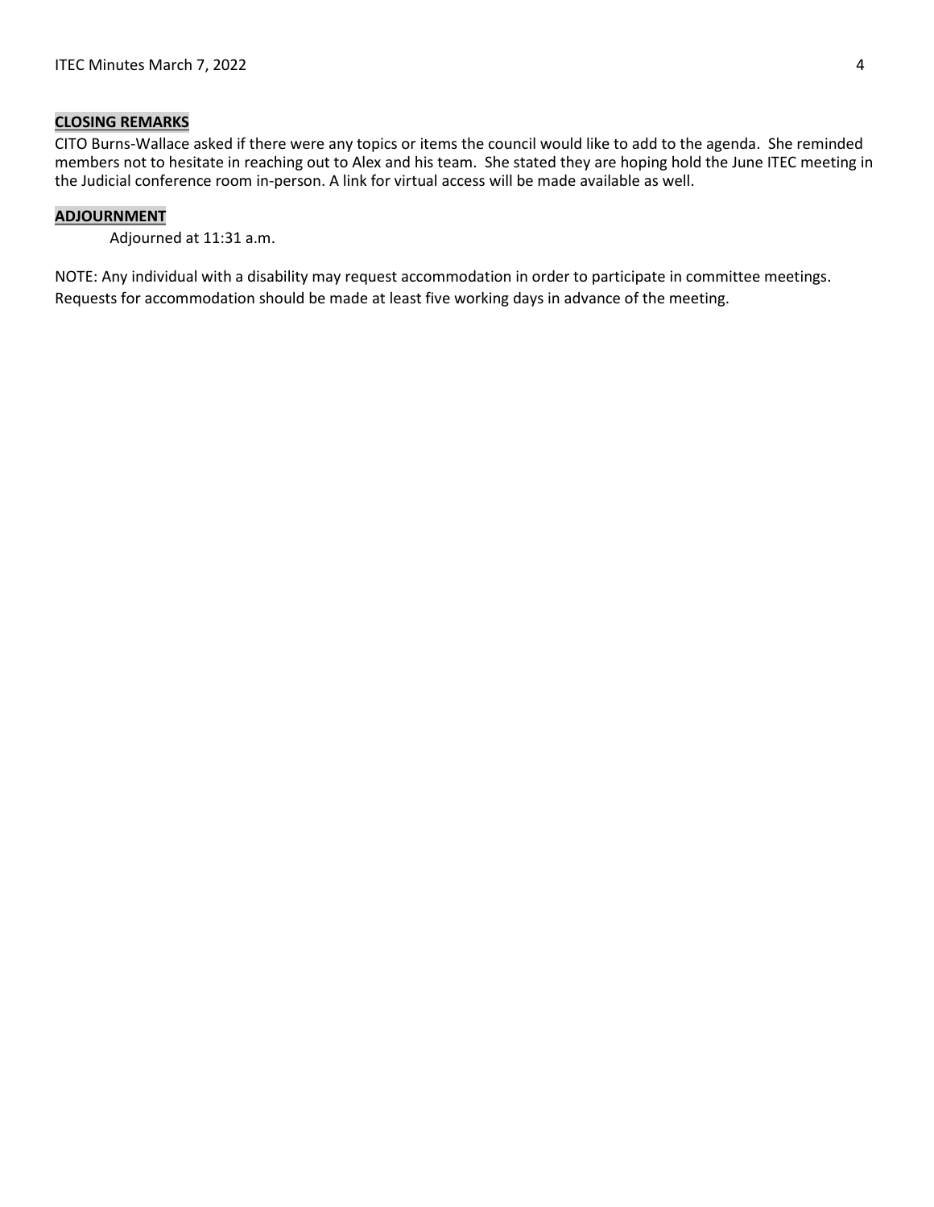## CLOSING REMARKS

CITO Burns-Wallace asked if there were any topics or items the council would like to add to the agenda. She reminded members not to hesitate in reaching out to Alex and his team. She stated they are hoping hold the June ITEC meeting in the Judicial conference room in-person. A link for virtual access will be made available as well.

## ADJOURNMENT

Adjourned at 11:31 a.m.

NOTE: Any individual with a disability may request accommodation in order to participate in committee meetings. Requests for accommodation should be made at least five working days in advance of the meeting.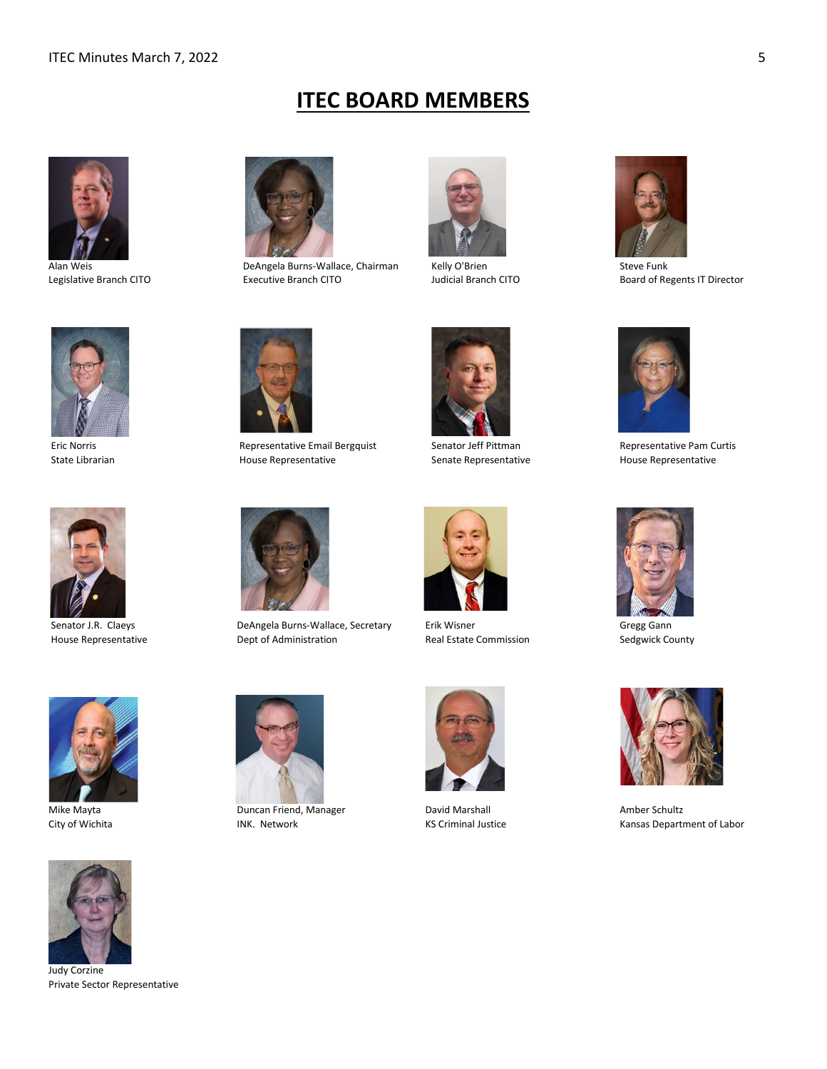# ITEC BOARD MEMBERS

Alan Weis
Legislative Branch CITO

DeAngela Burns-Wallace, Chairman
Executive Branch CITO

Kelly O'Brien
Judicial Branch CITO

Steve Funk
Board of Regents IT Director

Eric Norris
State Librarian

Representative Email Bergquist
House Representative

Senator Jeff Pittman
Senate Representative

Representative Pam Curtis
House Representative

Senator J.R. Claeys
House Representative

DeAngela Burns-Wallace, Secretary
Dept of Administration

Erik Wisner
Real Estate Commission

Gregg Gann
Sedgwick County

Mike Mayta
City of Wichita

Duncan Friend, Manager
INK. Network

David Marshall
KS Criminal Justice

Amber Schultz
Kansas Department of Labor

Judy Corzine
Private Sector Representative